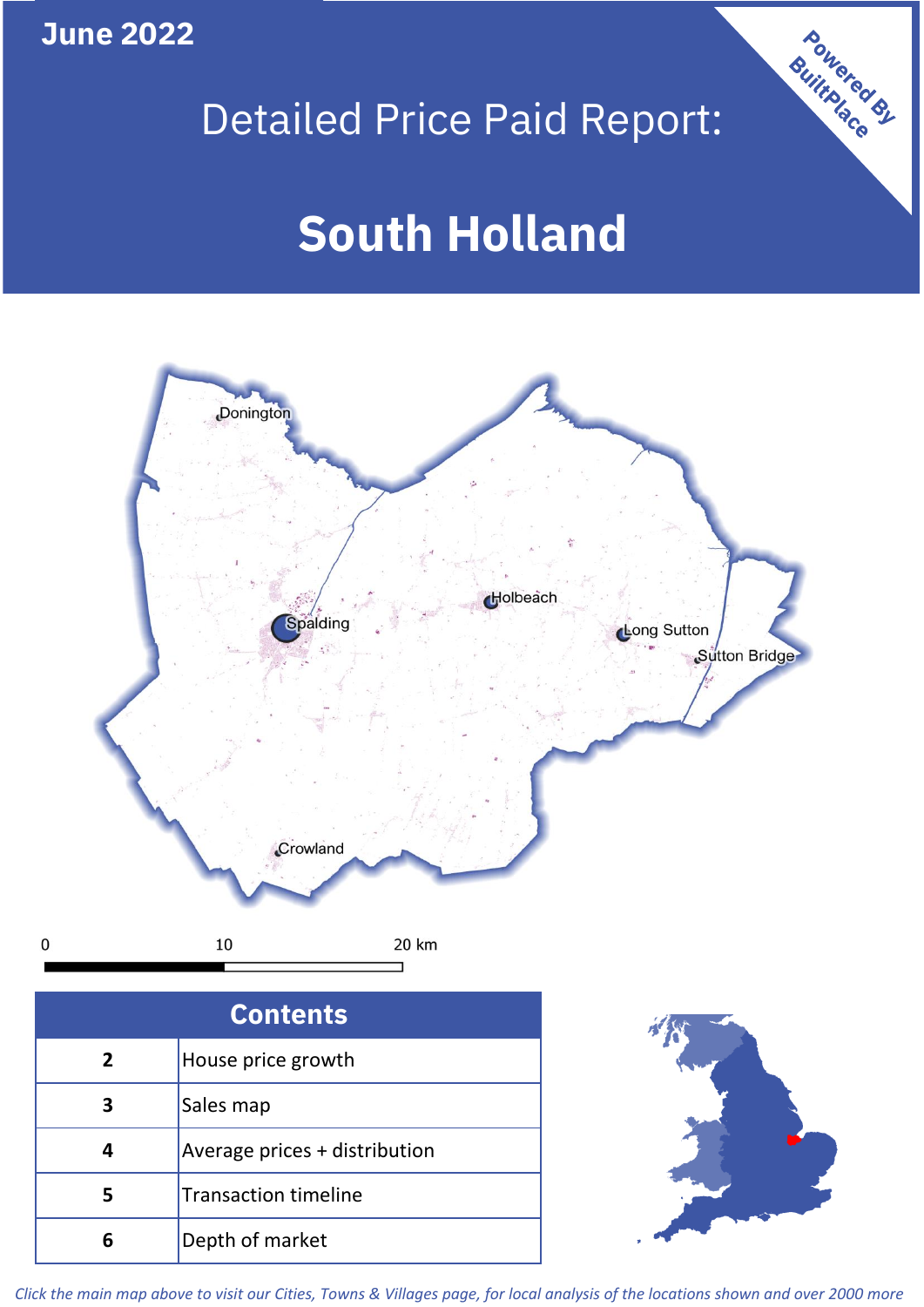June 2022

# Detailed Price Paid Report:

# South Holland

Powered By BuiltPlace

Donington

Spalding

Holbeach

Long Sutton

Sutton Bridge

Crowland

0 10 20 km

| Contents | |
|---|---|
| 2 | House price growth |
| 3 | Sales map |
| 4 | Average prices + distribution |
| 5 | Transaction timeline |
| 6 | Depth of market |

*Click the main map above to visit our Cities, Towns & Villages page, for local analysis of the locations shown and over 2000 more*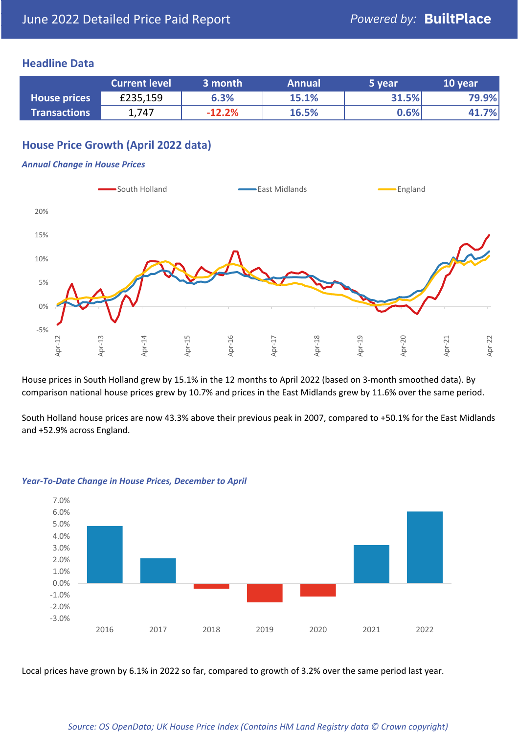# June 2022 Detailed Price Paid Report

Powered by: **BuiltPlace**

## Headline Data

| | Current level | 3 month | Annual | 5 year | 10 year |
|---|---|---|---|---|---|
| **House prices** | £235,159 | 6.3% | 15.1% | 31.5% | 79.9% |
| **Transactions** | 1,747 | -12.2% | 16.5% | 0.6% | 41.7% |

## House Price Growth (April 2022 data)

***Annual Change in House Prices***

House prices in South Holland grew by 15.1% in the 12 months to April 2022 (based on 3-month smoothed data). By comparison national house prices grew by 10.7% and prices in the East Midlands grew by 11.6% over the same period.

South Holland house prices are now 43.3% above their previous peak in 2007, compared to +50.1% for the East Midlands and +52.9% across England.

***Year-To-Date Change in House Prices, December to April***

Local prices have grown by 6.1% in 2022 so far, compared to growth of 3.2% over the same period last year.

*Source: OS OpenData; UK House Price Index (Contains HM Land Registry data © Crown copyright)*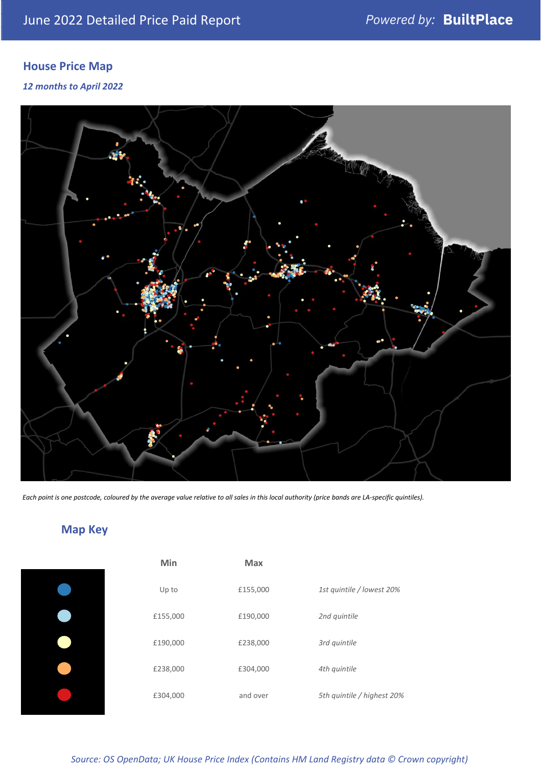## House Price Map

*12 months to April 2022*

*Each point is one postcode, coloured by the average value relative to all sales in this local authority (price bands are LA-specific quintiles).*

## Map Key

| Min | Max | |
|---|---|---|
| Up to | £155,000 | *1st quintile / lowest 20%* |
| £155,000 | £190,000 | *2nd quintile* |
| £190,000 | £238,000 | *3rd quintile* |
| £238,000 | £304,000 | *4th quintile* |
| £304,000 | and over | *5th quintile / highest 20%* |

*Source: OS OpenData; UK House Price Index (Contains HM Land Registry data © Crown copyright)*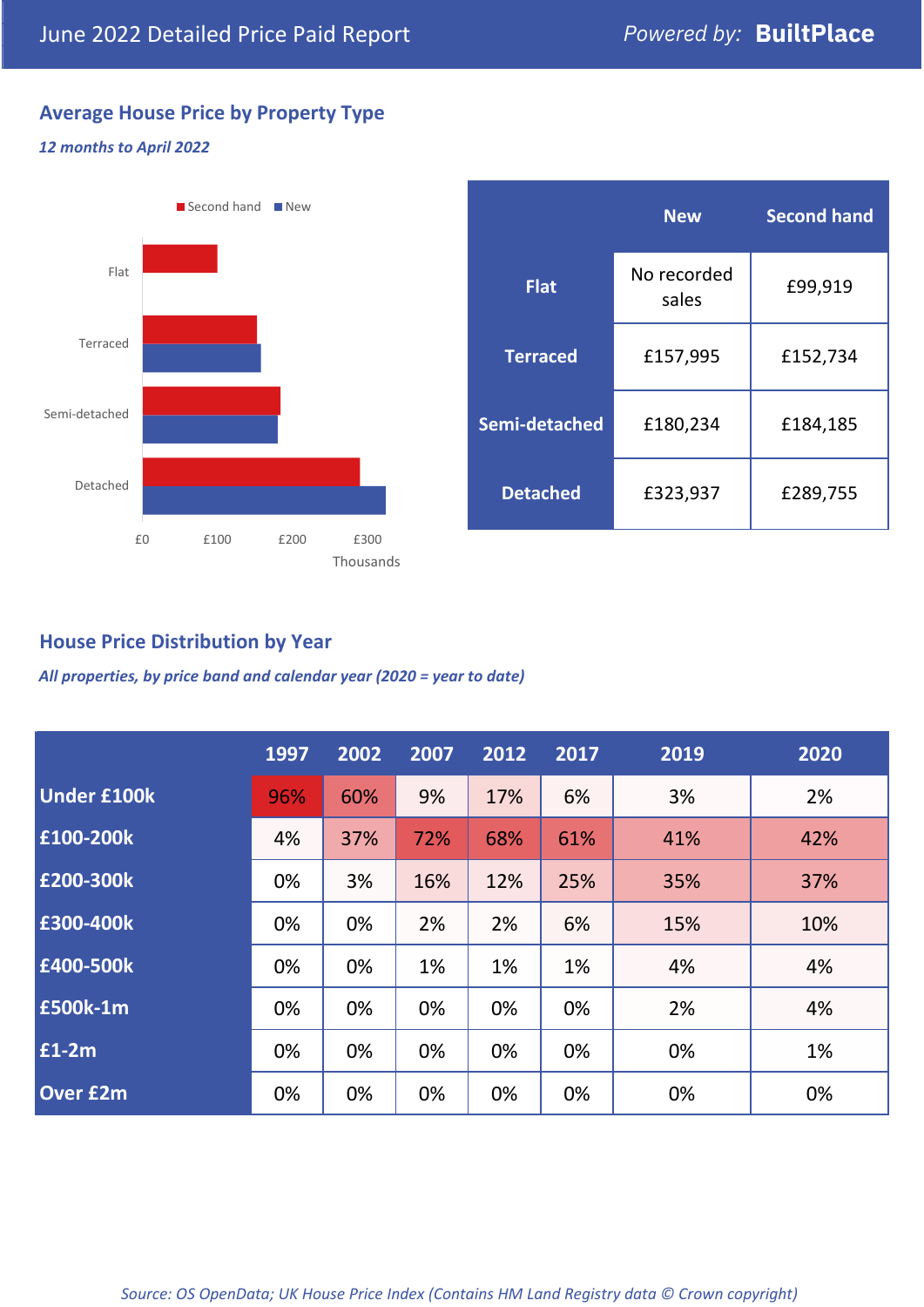June 2022 Detailed Price Paid Report

*Powered by:* **BuiltPlace**

## Average House Price by Property Type

***12 months to April 2022***

Second hand  New

Flat

Terraced

Semi-detached

Detached

£0 £100 £200 £300

Thousands

| | New | Second hand |
|---|---|---|
| **Flat** | No recorded sales | £99,919 |
| **Terraced** | £157,995 | £152,734 |
| **Semi-detached** | £180,234 | £184,185 |
| **Detached** | £323,937 | £289,755 |

## House Price Distribution by Year

***All properties, by price band and calendar year (2020 = year to date)***

| | 1997 | 2002 | 2007 | 2012 | 2017 | 2019 | 2020 |
|---|---|---|---|---|---|---|---|
| **Under £100k** | 96% | 60% | 9% | 17% | 6% | 3% | 2% |
| **£100-200k** | 4% | 37% | 72% | 68% | 61% | 41% | 42% |
| **£200-300k** | 0% | 3% | 16% | 12% | 25% | 35% | 37% |
| **£300-400k** | 0% | 0% | 2% | 2% | 6% | 15% | 10% |
| **£400-500k** | 0% | 0% | 1% | 1% | 1% | 4% | 4% |
| **£500k-1m** | 0% | 0% | 0% | 0% | 0% | 2% | 4% |
| **£1-2m** | 0% | 0% | 0% | 0% | 0% | 0% | 1% |
| **Over £2m** | 0% | 0% | 0% | 0% | 0% | 0% | 0% |

*Source: OS OpenData; UK House Price Index (Contains HM Land Registry data © Crown copyright)*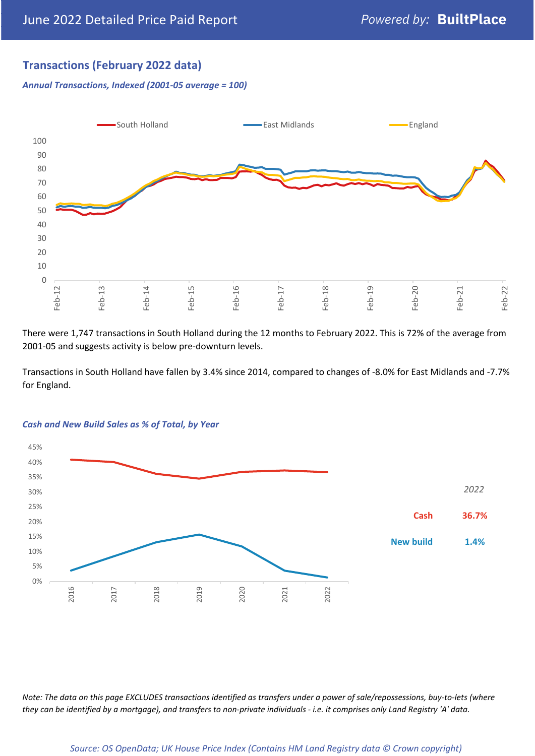## Transactions (February 2022 data)

*Annual Transactions, Indexed (2001-05 average = 100)*

There were 1,747 transactions in South Holland during the 12 months to February 2022. This is 72% of the average from 2001-05 and suggests activity is below pre-downturn levels.

Transactions in South Holland have fallen by 3.4% since 2014, compared to changes of -8.0% for East Midlands and -7.7% for England.

*Cash and New Build Sales as % of Total, by Year*

| 2022 | |
|---|---|
| Cash | 36.7% |
| New build | 1.4% |

*Note: The data on this page EXCLUDES transactions identified as transfers under a power of sale/repossessions, buy-to-lets (where they can be identified by a mortgage), and transfers to non-private individuals - i.e. it comprises only Land Registry 'A' data.*

*Source: OS OpenData; UK House Price Index (Contains HM Land Registry data © Crown copyright)*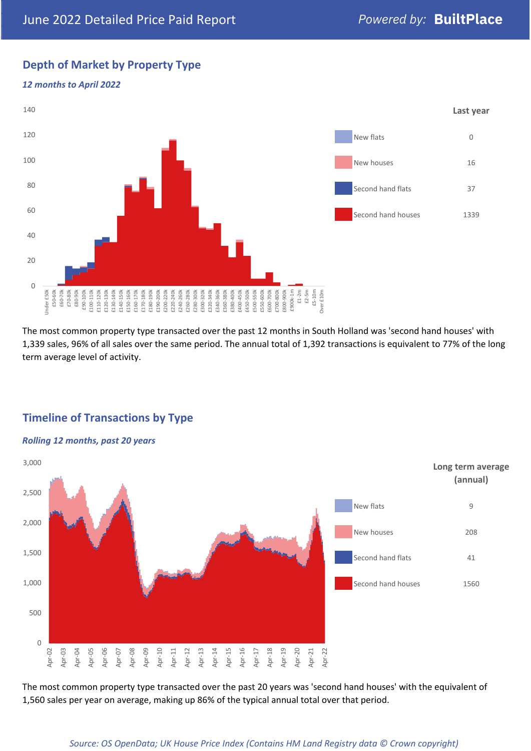June 2022 Detailed Price Paid Report

Powered by: **BuiltPlace**

## Depth of Market by Property Type

*12 months to April 2022*

140
120
100
80
60
40
20
0

Under £50k, £50-60k, £60-70k, £70-80k, £80-90k, £90-100k, £100-110k, £110-120k, £120-130k, £130-140k, £140-150k, £150-160k, £160-170k, £170-180k, £180-190k, £190-200k, £200-220k, £220-240k, £240-260k, £260-280k, £280-300k, £300-320k, £320-340k, £340-360k, £360-380k, £380-400k, £400-450k, £450-500k, £500-550k, £550-600k, £600-700k, £700-800k, £800-900k, £900k-1m, £1-2m, £2-5m, £5-10m, Over £10m

Last year

New flats 0

New houses 16

Second hand flats 37

Second hand houses 1339

The most common property type transacted over the past 12 months in South Holland was 'second hand houses' with 1,339 sales, 96% of all sales over the same period. The annual total of 1,392 transactions is equivalent to 77% of the long term average level of activity.

## Timeline of Transactions by Type

*Rolling 12 months, past 20 years*

3,000
2,500
2,000
1,500
1,000
500
0

Apr-02, Apr-03, Apr-04, Apr-05, Apr-06, Apr-07, Apr-08, Apr-09, Apr-10, Apr-11, Apr-12, Apr-13, Apr-14, Apr-15, Apr-16, Apr-17, Apr-18, Apr-19, Apr-20, Apr-21, Apr-22

Long term average (annual)

New flats 9

New houses 208

Second hand flats 41

Second hand houses 1560

The most common property type transacted over the past 20 years was 'second hand houses' with the equivalent of 1,560 sales per year on average, making up 86% of the typical annual total over that period.

*Source: OS OpenData; UK House Price Index (Contains HM Land Registry data © Crown copyright)*